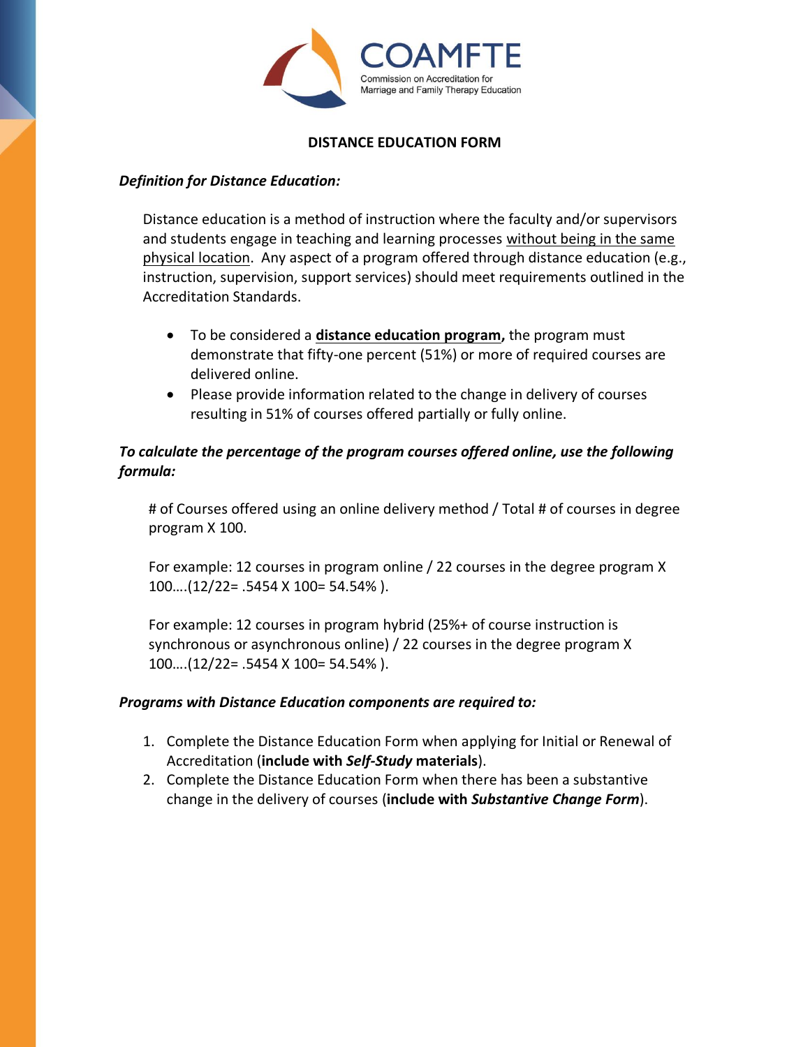COAMFTE
Commission on Accreditation for Marriage and Family Therapy Education

# DISTANCE EDUCATION FORM

***Definition for Distance Education:***

Distance education is a method of instruction where the faculty and/or supervisors and students engage in teaching and learning processes <u>without being in the same physical location</u>. Any aspect of a program offered through distance education (e.g., instruction, supervision, support services) should meet requirements outlined in the Accreditation Standards.

- To be considered a **<u>distance education program</u>,** the program must demonstrate that fifty-one percent (51%) or more of required courses are delivered online.
- Please provide information related to the change in delivery of courses resulting in 51% of courses offered partially or fully online.

***To calculate the percentage of the program courses offered online, use the following formula:***

# of Courses offered using an online delivery method / Total # of courses in degree program X 100.

For example: 12 courses in program online / 22 courses in the degree program X 100….(12/22= .5454 X 100= 54.54% ).

For example: 12 courses in program hybrid (25%+ of course instruction is synchronous or asynchronous online) / 22 courses in the degree program X 100….(12/22= .5454 X 100= 54.54% ).

***Programs with Distance Education components are required to:***

1. Complete the Distance Education Form when applying for Initial or Renewal of Accreditation (**include with *Self-Study* materials**).
2. Complete the Distance Education Form when there has been a substantive change in the delivery of courses (**include with *Substantive Change Form***).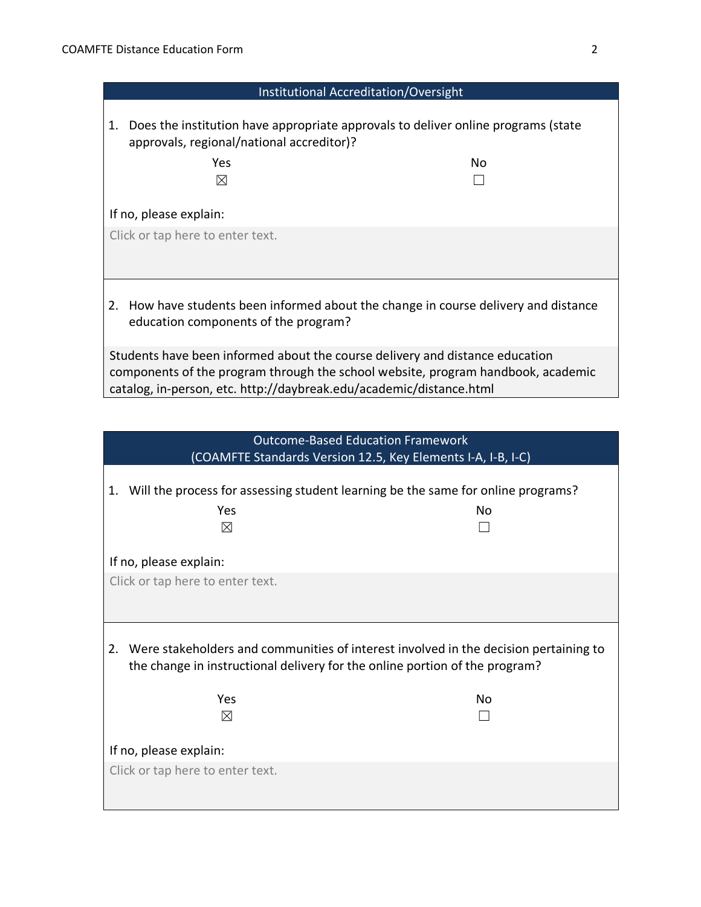## Institutional Accreditation/Oversight

1. Does the institution have appropriate approvals to deliver online programs (state approvals, regional/national accreditor)?

| Yes | No |
|---|---|
| ☒ | ☐ |

If no, please explain:

Click or tap here to enter text.

2. How have students been informed about the change in course delivery and distance education components of the program?

Students have been informed about the course delivery and distance education components of the program through the school website, program handbook, academic catalog, in-person, etc. http://daybreak.edu/academic/distance.html

## Outcome-Based Education Framework
## (COAMFTE Standards Version 12.5, Key Elements I-A, I-B, I-C)

1. Will the process for assessing student learning be the same for online programs?

| Yes | No |
|---|---|
| ☒ | ☐ |

If no, please explain:

Click or tap here to enter text.

2. Were stakeholders and communities of interest involved in the decision pertaining to the change in instructional delivery for the online portion of the program?

| Yes | No |
|---|---|
| ☒ | ☐ |

If no, please explain:

Click or tap here to enter text.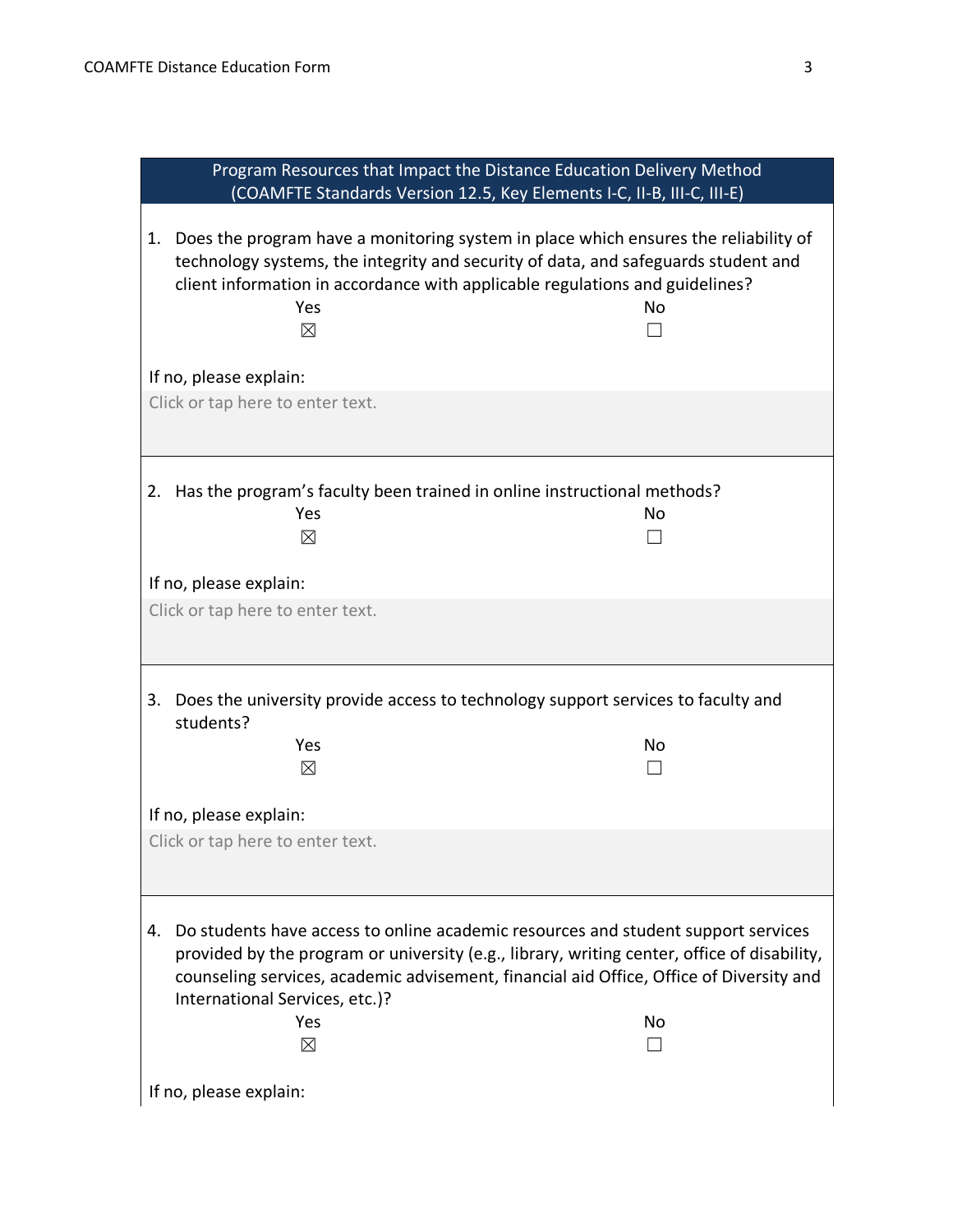## Program Resources that Impact the Distance Education Delivery Method (COAMFTE Standards Version 12.5, Key Elements I-C, II-B, III-C, III-E)

1. Does the program have a monitoring system in place which ensures the reliability of technology systems, the integrity and security of data, and safeguards student and client information in accordance with applicable regulations and guidelines?

| Yes | No |
|---|---|
| ☒ | ☐ |

If no, please explain:

Click or tap here to enter text.

2. Has the program's faculty been trained in online instructional methods?

| Yes | No |
|---|---|
| ☒ | ☐ |

If no, please explain:

Click or tap here to enter text.

3. Does the university provide access to technology support services to faculty and students?

| Yes | No |
|---|---|
| ☒ | ☐ |

If no, please explain:

Click or tap here to enter text.

4. Do students have access to online academic resources and student support services provided by the program or university (e.g., library, writing center, office of disability, counseling services, academic advisement, financial aid Office, Office of Diversity and International Services, etc.)?

| Yes | No |
|---|---|
| ☒ | ☐ |

If no, please explain: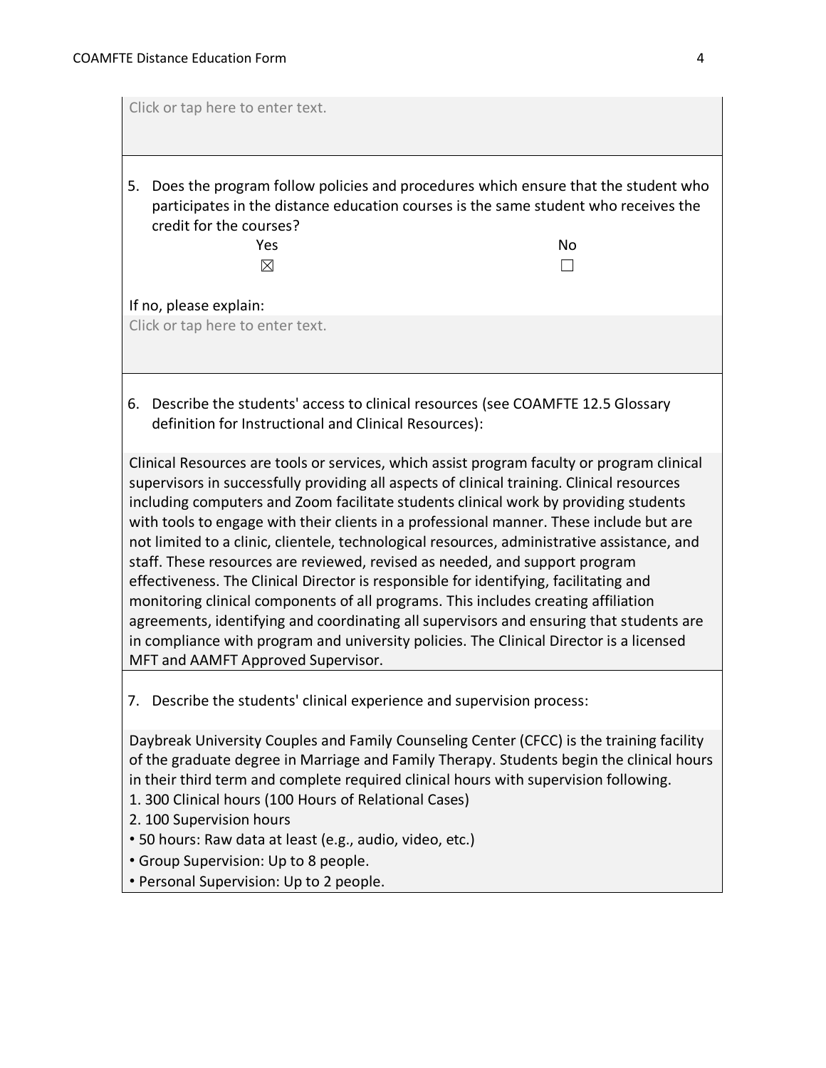Click or tap here to enter text.

5. Does the program follow policies and procedures which ensure that the student who participates in the distance education courses is the same student who receives the credit for the courses?

| Yes | No |
| --- | --- |
| ☒ | ☐ |

If no, please explain:

Click or tap here to enter text.

6. Describe the students' access to clinical resources (see COAMFTE 12.5 Glossary definition for Instructional and Clinical Resources):

Clinical Resources are tools or services, which assist program faculty or program clinical supervisors in successfully providing all aspects of clinical training. Clinical resources including computers and Zoom facilitate students clinical work by providing students with tools to engage with their clients in a professional manner. These include but are not limited to a clinic, clientele, technological resources, administrative assistance, and staff. These resources are reviewed, revised as needed, and support program effectiveness. The Clinical Director is responsible for identifying, facilitating and monitoring clinical components of all programs. This includes creating affiliation agreements, identifying and coordinating all supervisors and ensuring that students are in compliance with program and university policies. The Clinical Director is a licensed MFT and AAMFT Approved Supervisor.

7. Describe the students' clinical experience and supervision process:

Daybreak University Couples and Family Counseling Center (CFCC) is the training facility of the graduate degree in Marriage and Family Therapy. Students begin the clinical hours in their third term and complete required clinical hours with supervision following.

1. 300 Clinical hours (100 Hours of Relational Cases)
2. 100 Supervision hours

- 50 hours: Raw data at least (e.g., audio, video, etc.)
- Group Supervision: Up to 8 people.
- Personal Supervision: Up to 2 people.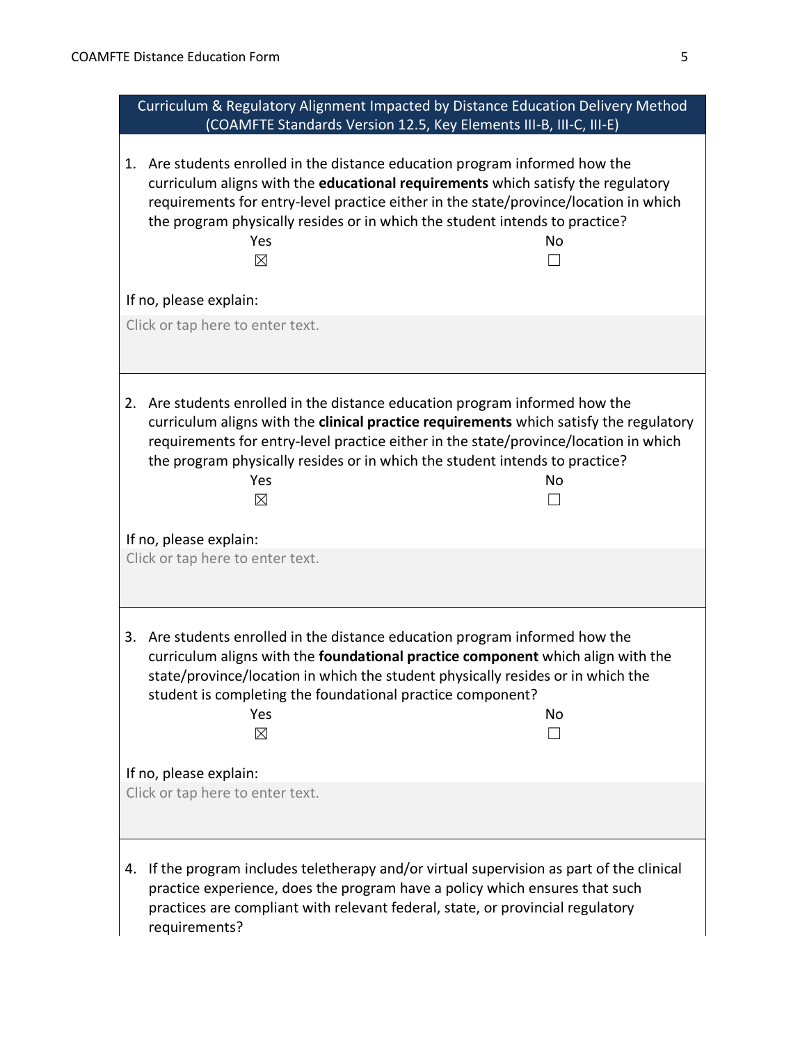## Curriculum & Regulatory Alignment Impacted by Distance Education Delivery Method (COAMFTE Standards Version 12.5, Key Elements III-B, III-C, III-E)

1. Are students enrolled in the distance education program informed how the curriculum aligns with the **educational requirements** which satisfy the regulatory requirements for entry-level practice either in the state/province/location in which the program physically resides or in which the student intends to practice?

| Yes | No |
|---|---|
| ☒ | ☐ |

If no, please explain:

Click or tap here to enter text.

2. Are students enrolled in the distance education program informed how the curriculum aligns with the **clinical practice requirements** which satisfy the regulatory requirements for entry-level practice either in the state/province/location in which the program physically resides or in which the student intends to practice?

| Yes | No |
|---|---|
| ☒ | ☐ |

If no, please explain:

Click or tap here to enter text.

3. Are students enrolled in the distance education program informed how the curriculum aligns with the **foundational practice component** which align with the state/province/location in which the student physically resides or in which the student is completing the foundational practice component?

| Yes | No |
|---|---|
| ☒ | ☐ |

If no, please explain:

Click or tap here to enter text.

4. If the program includes teletherapy and/or virtual supervision as part of the clinical practice experience, does the program have a policy which ensures that such practices are compliant with relevant federal, state, or provincial regulatory requirements?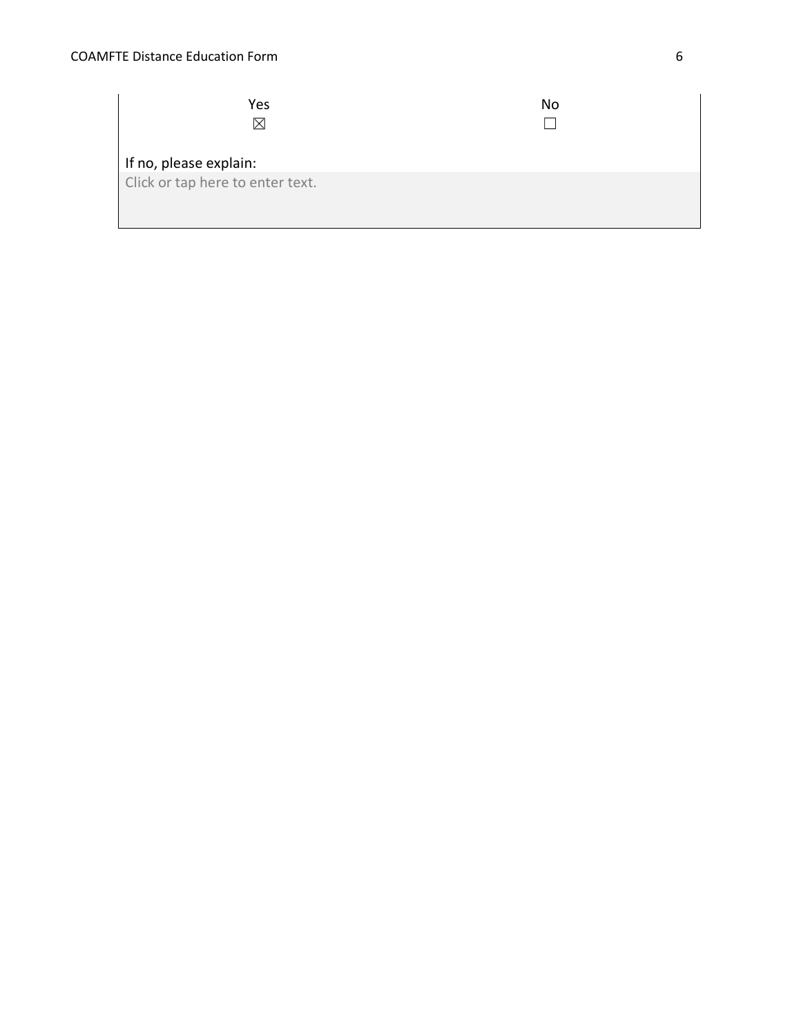| Yes | No |
| --- | --- |
| ☒ | ☐ |

If no, please explain:

Click or tap here to enter text.